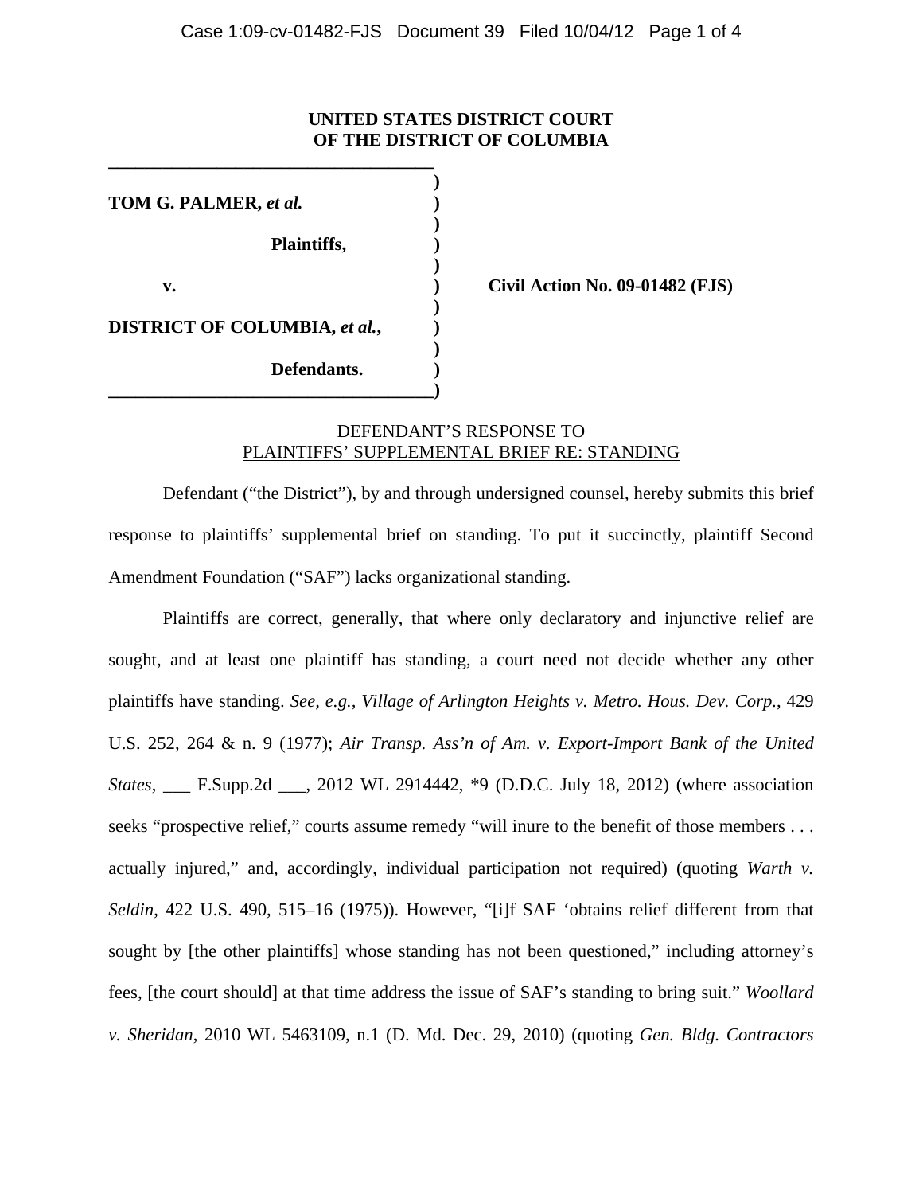**UNITED STATES DISTRICT COURT**
**OF THE DISTRICT OF COLUMBIA**

| | |
|---|---|
| **TOM G. PALMER, *et al.*** | |
| **Plaintiffs,** | |
| **v.** | **Civil Action No. 09-01482 (FJS)** |
| **DISTRICT OF COLUMBIA, *et al.*,** | |
| **Defendants.** | |

DEFENDANT'S RESPONSE TO
PLAINTIFFS' SUPPLEMENTAL BRIEF RE: STANDING

Defendant ("the District"), by and through undersigned counsel, hereby submits this brief response to plaintiffs' supplemental brief on standing. To put it succinctly, plaintiff Second Amendment Foundation ("SAF") lacks organizational standing.

Plaintiffs are correct, generally, that where only declaratory and injunctive relief are sought, and at least one plaintiff has standing, a court need not decide whether any other plaintiffs have standing. *See, e.g.*, *Village of Arlington Heights v. Metro. Hous. Dev. Corp.*, 429 U.S. 252, 264 & n. 9 (1977); *Air Transp. Ass'n of Am. v. Export-Import Bank of the United States*, ___ F.Supp.2d ___, 2012 WL 2914442, *9 (D.D.C. July 18, 2012) (where association seeks "prospective relief," courts assume remedy "will inure to the benefit of those members . . . actually injured," and, accordingly, individual participation not required) (quoting *Warth v. Seldin*, 422 U.S. 490, 515–16 (1975)). However, "[i]f SAF 'obtains relief different from that sought by [the other plaintiffs] whose standing has not been questioned," including attorney's fees, [the court should] at that time address the issue of SAF's standing to bring suit." *Woollard v. Sheridan*, 2010 WL 5463109, n.1 (D. Md. Dec. 29, 2010) (quoting *Gen. Bldg. Contractors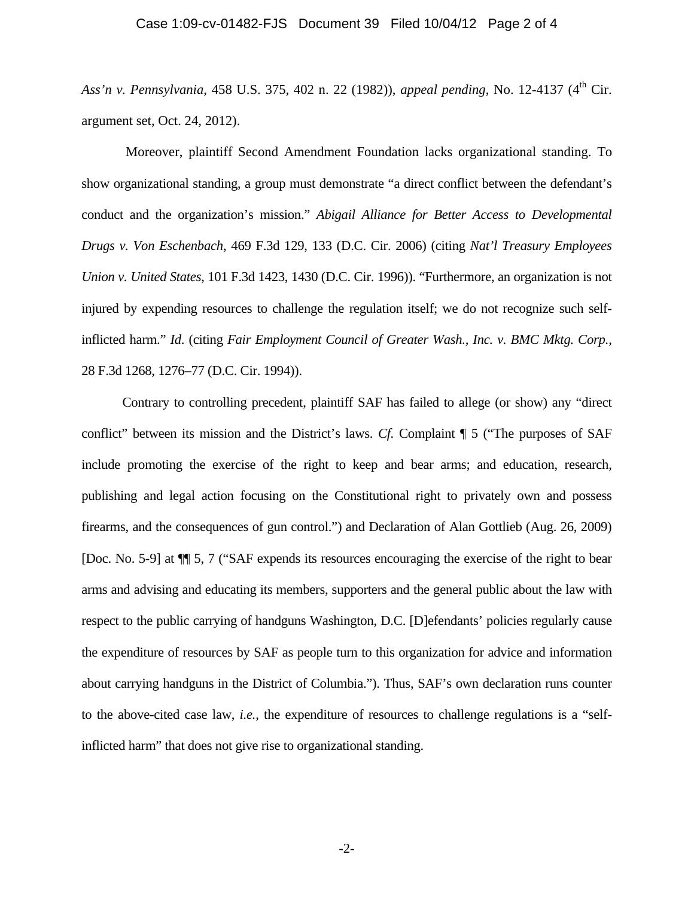*Ass'n v. Pennsylvania*, 458 U.S. 375, 402 n. 22 (1982)), *appeal pending*, No. 12-4137 (4th Cir. argument set, Oct. 24, 2012).

Moreover, plaintiff Second Amendment Foundation lacks organizational standing. To show organizational standing, a group must demonstrate "a direct conflict between the defendant's conduct and the organization's mission." *Abigail Alliance for Better Access to Developmental Drugs v. Von Eschenbach*, 469 F.3d 129, 133 (D.C. Cir. 2006) (citing *Nat'l Treasury Employees Union v. United States*, 101 F.3d 1423, 1430 (D.C. Cir. 1996)). "Furthermore, an organization is not injured by expending resources to challenge the regulation itself; we do not recognize such self-inflicted harm." *Id*. (citing *Fair Employment Council of Greater Wash., Inc. v. BMC Mktg. Corp.*, 28 F.3d 1268, 1276–77 (D.C. Cir. 1994)).

Contrary to controlling precedent, plaintiff SAF has failed to allege (or show) any "direct conflict" between its mission and the District's laws. *Cf.* Complaint ¶ 5 ("The purposes of SAF include promoting the exercise of the right to keep and bear arms; and education, research, publishing and legal action focusing on the Constitutional right to privately own and possess firearms, and the consequences of gun control.") and Declaration of Alan Gottlieb (Aug. 26, 2009) [Doc. No. 5-9] at ¶¶ 5, 7 ("SAF expends its resources encouraging the exercise of the right to bear arms and advising and educating its members, supporters and the general public about the law with respect to the public carrying of handguns Washington, D.C. [D]efendants' policies regularly cause the expenditure of resources by SAF as people turn to this organization for advice and information about carrying handguns in the District of Columbia."). Thus, SAF's own declaration runs counter to the above-cited case law, *i.e.*, the expenditure of resources to challenge regulations is a "self-inflicted harm" that does not give rise to organizational standing.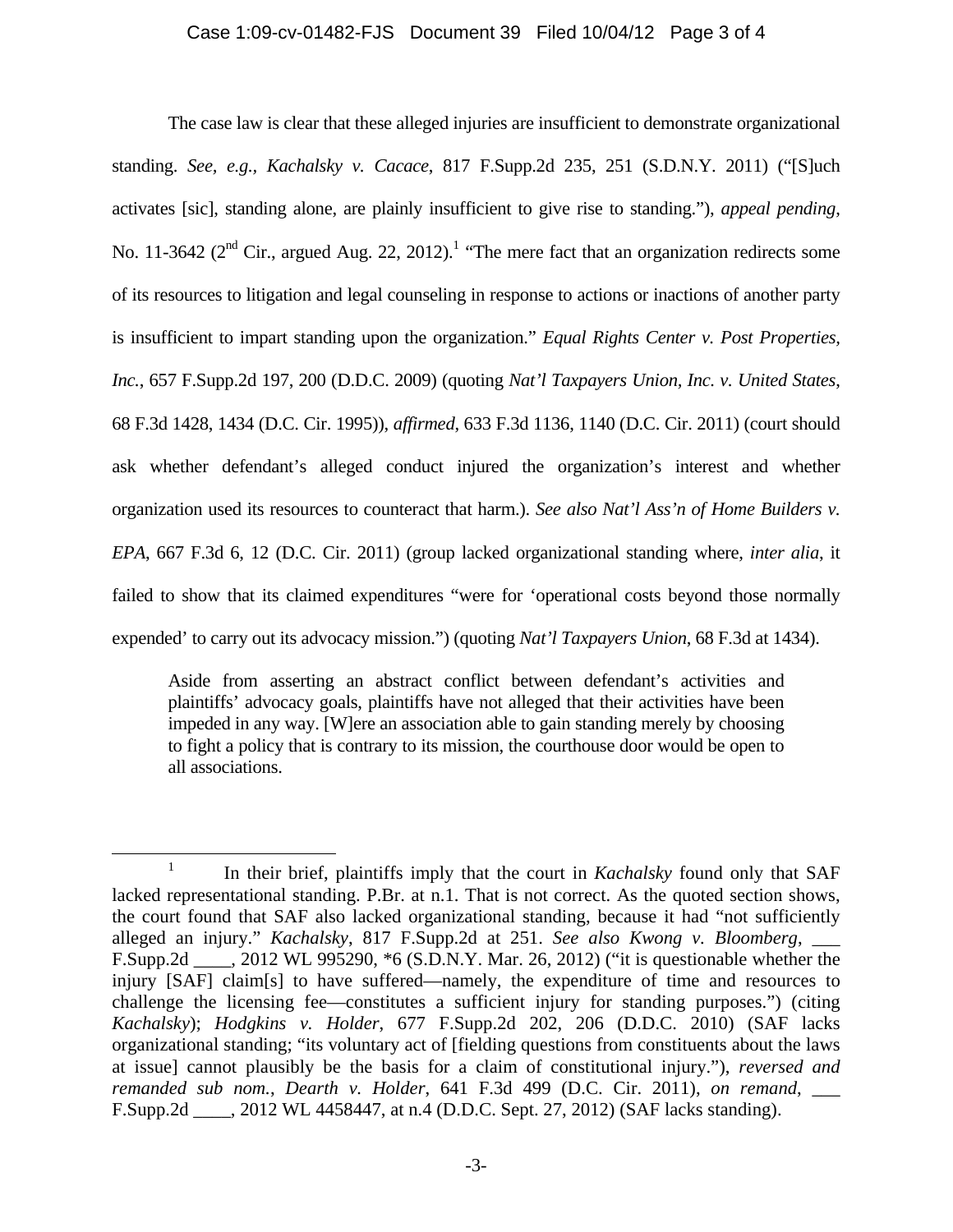The case law is clear that these alleged injuries are insufficient to demonstrate organizational standing. *See, e.g., Kachalsky v. Cacace*, 817 F.Supp.2d 235, 251 (S.D.N.Y. 2011) ("[S]uch activates [sic], standing alone, are plainly insufficient to give rise to standing."), *appeal pending*, No. 11-3642 (2nd Cir., argued Aug. 22, 2012).[1] "The mere fact that an organization redirects some of its resources to litigation and legal counseling in response to actions or inactions of another party is insufficient to impart standing upon the organization." *Equal Rights Center v. Post Properties, Inc.*, 657 F.Supp.2d 197, 200 (D.D.C. 2009) (quoting *Nat'l Taxpayers Union, Inc. v. United States*, 68 F.3d 1428, 1434 (D.C. Cir. 1995)), *affirmed*, 633 F.3d 1136, 1140 (D.C. Cir. 2011) (court should ask whether defendant's alleged conduct injured the organization's interest and whether organization used its resources to counteract that harm.). *See also Nat'l Ass'n of Home Builders v. EPA*, 667 F.3d 6, 12 (D.C. Cir. 2011) (group lacked organizational standing where, *inter alia*, it failed to show that its claimed expenditures "were for 'operational costs beyond those normally expended' to carry out its advocacy mission.") (quoting *Nat'l Taxpayers Union*, 68 F.3d at 1434).

> Aside from asserting an abstract conflict between defendant's activities and plaintiffs' advocacy goals, plaintiffs have not alleged that their activities have been impeded in any way. [W]ere an association able to gain standing merely by choosing to fight a policy that is contrary to its mission, the courthouse door would be open to all associations.

---

[1] In their brief, plaintiffs imply that the court in *Kachalsky* found only that SAF lacked representational standing. P.Br. at n.1. That is not correct. As the quoted section shows, the court found that SAF also lacked organizational standing, because it had "not sufficiently alleged an injury." *Kachalsky*, 817 F.Supp.2d at 251. *See also Kwong v. Bloomberg*, ___ F.Supp.2d ____, 2012 WL 995290, *6 (S.D.N.Y. Mar. 26, 2012) ("it is questionable whether the injury [SAF] claim[s] to have suffered—namely, the expenditure of time and resources to challenge the licensing fee—constitutes a sufficient injury for standing purposes.") (citing *Kachalsky*); *Hodgkins v. Holder*, 677 F.Supp.2d 202, 206 (D.D.C. 2010) (SAF lacks organizational standing; "its voluntary act of [fielding questions from constituents about the laws at issue] cannot plausibly be the basis for a claim of constitutional injury."), *reversed and remanded sub nom.*, *Dearth v. Holder*, 641 F.3d 499 (D.C. Cir. 2011), *on remand*, ___ F.Supp.2d ____, 2012 WL 4458447, at n.4 (D.D.C. Sept. 27, 2012) (SAF lacks standing).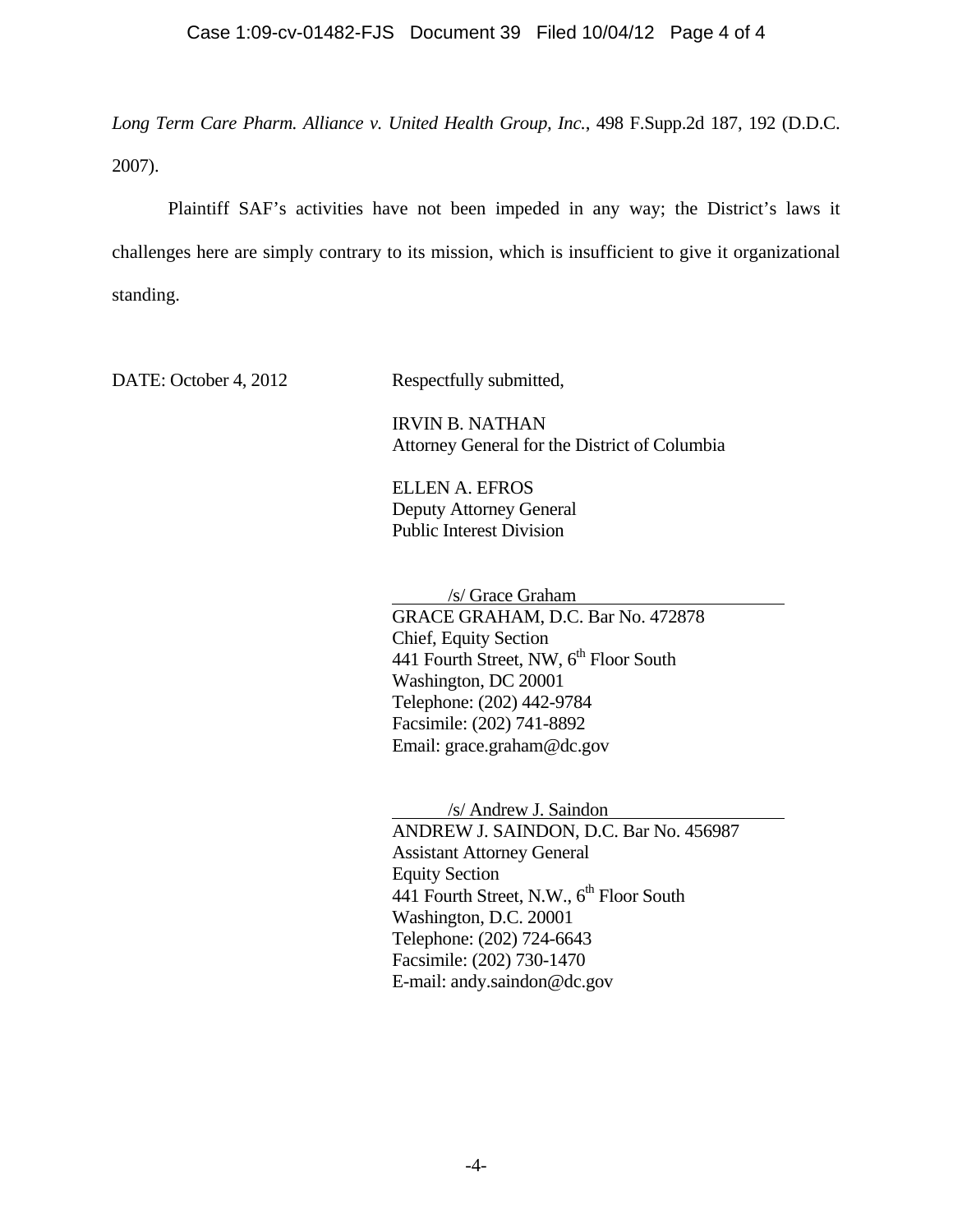*Long Term Care Pharm. Alliance v. United Health Group, Inc.*, 498 F.Supp.2d 187, 192 (D.D.C. 2007).

Plaintiff SAF's activities have not been impeded in any way; the District's laws it challenges here are simply contrary to its mission, which is insufficient to give it organizational standing.

DATE: October 4, 2012

Respectfully submitted,

IRVIN B. NATHAN
Attorney General for the District of Columbia

ELLEN A. EFROS
Deputy Attorney General
Public Interest Division

/s/ Grace Graham
GRACE GRAHAM, D.C. Bar No. 472878
Chief, Equity Section
441 Fourth Street, NW, 6th Floor South
Washington, DC 20001
Telephone: (202) 442-9784
Facsimile: (202) 741-8892
Email: grace.graham@dc.gov

/s/ Andrew J. Saindon
ANDREW J. SAINDON, D.C. Bar No. 456987
Assistant Attorney General
Equity Section
441 Fourth Street, N.W., 6th Floor South
Washington, D.C. 20001
Telephone: (202) 724-6643
Facsimile: (202) 730-1470
E-mail: andy.saindon@dc.gov